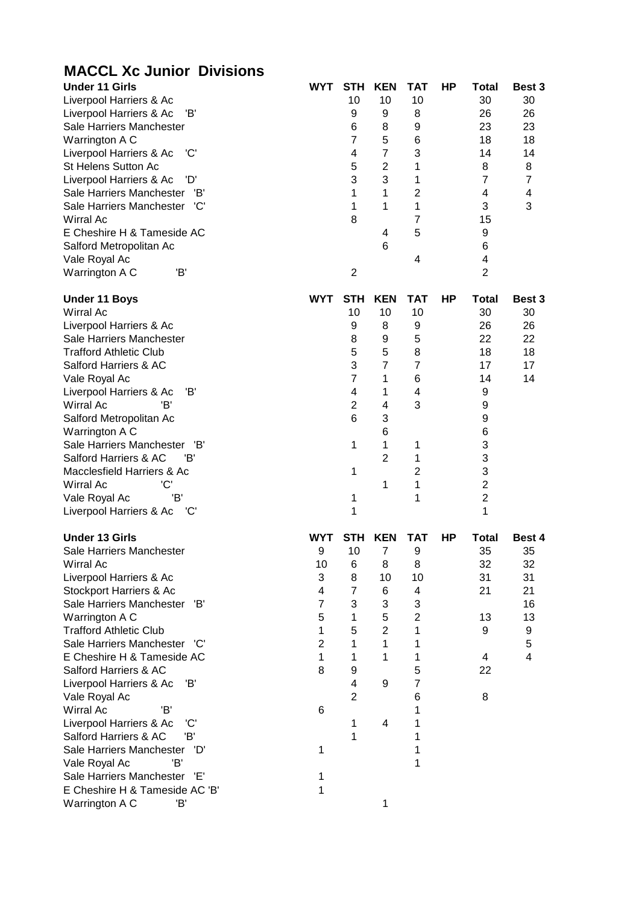# MACCL Xc Junior Divisions

| Under 11 Girls | WYT | STH | KEN | TAT | HP | Total | Best 3 |
|---|---|---|---|---|---|---|---|
| Liverpool Harriers & Ac | | 10 | 10 | 10 | | 30 | 30 |
| Liverpool Harriers & Ac 'B' | | 9 | 9 | 8 | | 26 | 26 |
| Sale Harriers Manchester | | 6 | 8 | 9 | | 23 | 23 |
| Warrington A C | | 7 | 5 | 6 | | 18 | 18 |
| Liverpool Harriers & Ac 'C' | | 4 | 7 | 3 | | 14 | 14 |
| St Helens Sutton Ac | | 5 | 2 | 1 | | 8 | 8 |
| Liverpool Harriers & Ac 'D' | | 3 | 3 | 1 | | 7 | 7 |
| Sale Harriers Manchester 'B' | | 1 | 1 | 2 | | 4 | 4 |
| Sale Harriers Manchester 'C' | | 1 | 1 | 1 | | 3 | 3 |
| Wirral Ac | | 8 | | 7 | | 15 | |
| E Cheshire H & Tameside AC | | | 4 | 5 | | 9 | |
| Salford Metropolitan Ac | | | 6 | | | 6 | |
| Vale Royal Ac | | | | 4 | | 4 | |
| Warrington A C 'B' | | 2 | | | | 2 | |

| Under 11 Boys | WYT | STH | KEN | TAT | HP | Total | Best 3 |
|---|---|---|---|---|---|---|---|
| Wirral Ac | | 10 | 10 | 10 | | 30 | 30 |
| Liverpool Harriers & Ac | | 9 | 8 | 9 | | 26 | 26 |
| Sale Harriers Manchester | | 8 | 9 | 5 | | 22 | 22 |
| Trafford Athletic Club | | 5 | 5 | 8 | | 18 | 18 |
| Salford Harriers & AC | | 3 | 7 | 7 | | 17 | 17 |
| Vale Royal Ac | | 7 | 1 | 6 | | 14 | 14 |
| Liverpool Harriers & Ac 'B' | | 4 | 1 | 4 | | 9 | |
| Wirral Ac 'B' | | 2 | 4 | 3 | | 9 | |
| Salford Metropolitan Ac | | 6 | 3 | | | 9 | |
| Warrington A C | | | 6 | | | 6 | |
| Sale Harriers Manchester 'B' | | 1 | 1 | 1 | | 3 | |
| Salford Harriers & AC 'B' | | | 2 | 1 | | 3 | |
| Macclesfield Harriers & Ac | | 1 | | 2 | | 3 | |
| Wirral Ac 'C' | | | 1 | 1 | | 2 | |
| Vale Royal Ac 'B' | | 1 | | 1 | | 2 | |
| Liverpool Harriers & Ac 'C' | | 1 | | | | 1 | |

| Under 13 Girls | WYT | STH | KEN | TAT | HP | Total | Best 4 |
|---|---|---|---|---|---|---|---|
| Sale Harriers Manchester | 9 | 10 | 7 | 9 | | 35 | 35 |
| Wirral Ac | 10 | 6 | 8 | 8 | | 32 | 32 |
| Liverpool Harriers & Ac | 3 | 8 | 10 | 10 | | 31 | 31 |
| Stockport Harriers & Ac | 4 | 7 | 6 | 4 | | 21 | 21 |
| Sale Harriers Manchester 'B' | 7 | 3 | 3 | 3 | | | 16 |
| Warrington A C | 5 | 1 | 5 | 2 | | 13 | 13 |
| Trafford Athletic Club | 1 | 5 | 2 | 1 | | 9 | 9 |
| Sale Harriers Manchester 'C' | 2 | 1 | 1 | 1 | | | 5 |
| E Cheshire H & Tameside AC | 1 | 1 | 1 | 1 | | 4 | 4 |
| Salford Harriers & AC | 8 | 9 | | 5 | | 22 | |
| Liverpool Harriers & Ac 'B' | | 4 | 9 | 7 | | | |
| Vale Royal Ac | | 2 | | 6 | | 8 | |
| Wirral Ac 'B' | 6 | | | 1 | | | |
| Liverpool Harriers & Ac 'C' | | 1 | 4 | 1 | | | |
| Salford Harriers & AC 'B' | | 1 | | 1 | | | |
| Sale Harriers Manchester 'D' | 1 | | | 1 | | | |
| Vale Royal Ac 'B' | | | | 1 | | | |
| Sale Harriers Manchester 'E' | 1 | | | | | | |
| E Cheshire H & Tameside AC 'B' | 1 | | | | | | |
| Warrington A C 'B' | | | 1 | | | | |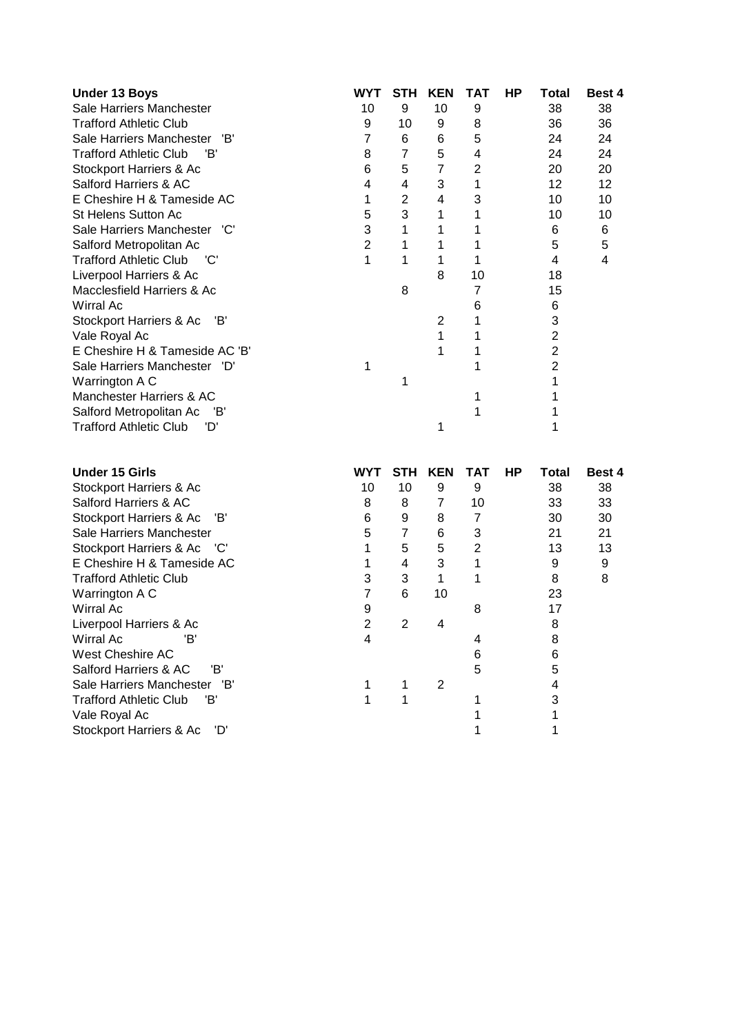| Under 13 Boys | WYT | STH | KEN | TAT | HP | Total | Best 4 |
|---|---|---|---|---|---|---|---|
| Sale Harriers Manchester | 10 | 9 | 10 | 9 | | 38 | 38 |
| Trafford Athletic Club | 9 | 10 | 9 | 8 | | 36 | 36 |
| Sale Harriers Manchester 'B' | 7 | 6 | 6 | 5 | | 24 | 24 |
| Trafford Athletic Club 'B' | 8 | 7 | 5 | 4 | | 24 | 24 |
| Stockport Harriers & Ac | 6 | 5 | 7 | 2 | | 20 | 20 |
| Salford Harriers & AC | 4 | 4 | 3 | 1 | | 12 | 12 |
| E Cheshire H & Tameside AC | 1 | 2 | 4 | 3 | | 10 | 10 |
| St Helens Sutton Ac | 5 | 3 | 1 | 1 | | 10 | 10 |
| Sale Harriers Manchester 'C' | 3 | 1 | 1 | 1 | | 6 | 6 |
| Salford Metropolitan Ac | 2 | 1 | 1 | 1 | | 5 | 5 |
| Trafford Athletic Club 'C' | 1 | 1 | 1 | 1 | | 4 | 4 |
| Liverpool Harriers & Ac | | | 8 | 10 | | 18 | |
| Macclesfield Harriers & Ac | | 8 | | 7 | | 15 | |
| Wirral Ac | | | | 6 | | 6 | |
| Stockport Harriers & Ac 'B' | | | 2 | 1 | | 3 | |
| Vale Royal Ac | | | 1 | 1 | | 2 | |
| E Cheshire H & Tameside AC 'B' | | | 1 | 1 | | 2 | |
| Sale Harriers Manchester 'D' | 1 | | | 1 | | 2 | |
| Warrington A C | | 1 | | | | 1 | |
| Manchester Harriers & AC | | | | 1 | | 1 | |
| Salford Metropolitan Ac 'B' | | | | 1 | | 1 | |
| Trafford Athletic Club 'D' | | | 1 | | | 1 | |

| Under 15 Girls | WYT | STH | KEN | TAT | HP | Total | Best 4 |
|---|---|---|---|---|---|---|---|
| Stockport Harriers & Ac | 10 | 10 | 9 | 9 | | 38 | 38 |
| Salford Harriers & AC | 8 | 8 | 7 | 10 | | 33 | 33 |
| Stockport Harriers & Ac 'B' | 6 | 9 | 8 | 7 | | 30 | 30 |
| Sale Harriers Manchester | 5 | 7 | 6 | 3 | | 21 | 21 |
| Stockport Harriers & Ac 'C' | 1 | 5 | 5 | 2 | | 13 | 13 |
| E Cheshire H & Tameside AC | 1 | 4 | 3 | 1 | | 9 | 9 |
| Trafford Athletic Club | 3 | 3 | 1 | 1 | | 8 | 8 |
| Warrington A C | 7 | 6 | 10 | | | 23 | |
| Wirral Ac | 9 | | | 8 | | 17 | |
| Liverpool Harriers & Ac | 2 | 2 | 4 | | | 8 | |
| Wirral Ac 'B' | 4 | | | 4 | | 8 | |
| West Cheshire AC | | | | 6 | | 6 | |
| Salford Harriers & AC 'B' | | | | 5 | | 5 | |
| Sale Harriers Manchester 'B' | 1 | 1 | 2 | | | 4 | |
| Trafford Athletic Club 'B' | 1 | 1 | | 1 | | 3 | |
| Vale Royal Ac | | | | 1 | | 1 | |
| Stockport Harriers & Ac 'D' | | | | 1 | | 1 | |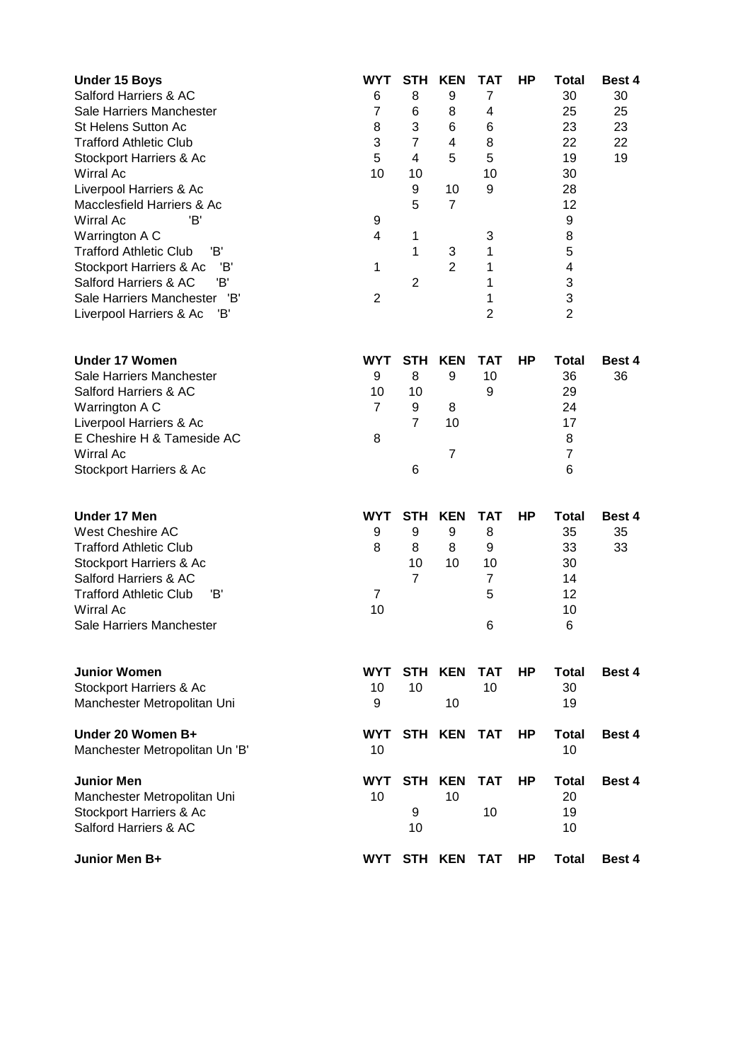| Under 15 Boys | WYT | STH | KEN | TAT | HP | Total | Best 4 |
|---|---|---|---|---|---|---|---|
| Salford Harriers & AC | 6 | 8 | 9 | 7 | | 30 | 30 |
| Sale Harriers Manchester | 7 | 6 | 8 | 4 | | 25 | 25 |
| St Helens Sutton Ac | 8 | 3 | 6 | 6 | | 23 | 23 |
| Trafford Athletic Club | 3 | 7 | 4 | 8 | | 22 | 22 |
| Stockport Harriers & Ac | 5 | 4 | 5 | 5 | | 19 | 19 |
| Wirral Ac | 10 | 10 | | 10 | | 30 | |
| Liverpool Harriers & Ac | | 9 | 10 | 9 | | 28 | |
| Macclesfield Harriers & Ac | | 5 | 7 | | | 12 | |
| Wirral Ac 'B' | 9 | | | | | 9 | |
| Warrington A C | 4 | 1 | | 3 | | 8 | |
| Trafford Athletic Club 'B' | | 1 | 3 | 1 | | 5 | |
| Stockport Harriers & Ac 'B' | 1 | | 2 | 1 | | 4 | |
| Salford Harriers & AC 'B' | | 2 | | 1 | | 3 | |
| Sale Harriers Manchester 'B' | 2 | | | 1 | | 3 | |
| Liverpool Harriers & Ac 'B' | | | | 2 | | 2 | |

| Under 17 Women | WYT | STH | KEN | TAT | HP | Total | Best 4 |
|---|---|---|---|---|---|---|---|
| Sale Harriers Manchester | 9 | 8 | 9 | 10 | | 36 | 36 |
| Salford Harriers & AC | 10 | 10 | | 9 | | 29 | |
| Warrington A C | 7 | 9 | 8 | | | 24 | |
| Liverpool Harriers & Ac | | 7 | 10 | | | 17 | |
| E Cheshire H & Tameside AC | 8 | | | | | 8 | |
| Wirral Ac | | | 7 | | | 7 | |
| Stockport Harriers & Ac | | 6 | | | | 6 | |

| Under 17 Men | WYT | STH | KEN | TAT | HP | Total | Best 4 |
|---|---|---|---|---|---|---|---|
| West Cheshire AC | 9 | 9 | 9 | 8 | | 35 | 35 |
| Trafford Athletic Club | 8 | 8 | 8 | 9 | | 33 | 33 |
| Stockport Harriers & Ac | | 10 | 10 | 10 | | 30 | |
| Salford Harriers & AC | | 7 | | 7 | | 14 | |
| Trafford Athletic Club 'B' | 7 | | | 5 | | 12 | |
| Wirral Ac | 10 | | | | | 10 | |
| Sale Harriers Manchester | | | | 6 | | 6 | |

| Junior Women | WYT | STH | KEN | TAT | HP | Total | Best 4 |
|---|---|---|---|---|---|---|---|
| Stockport Harriers & Ac | 10 | 10 | | 10 | | 30 | |
| Manchester Metropolitan Uni | 9 | | 10 | | | 19 | |

| Under 20 Women B+ | WYT | STH | KEN | TAT | HP | Total | Best 4 |
|---|---|---|---|---|---|---|---|
| Manchester Metropolitan Un 'B' | 10 | | | | | 10 | |

| Junior Men | WYT | STH | KEN | TAT | HP | Total | Best 4 |
|---|---|---|---|---|---|---|---|
| Manchester Metropolitan Uni | 10 | | 10 | | | 20 | |
| Stockport Harriers & Ac | | 9 | | 10 | | 19 | |
| Salford Harriers & AC | | 10 | | | | 10 | |

| Junior Men B+ | WYT | STH | KEN | TAT | HP | Total | Best 4 |
|---|---|---|---|---|---|---|---|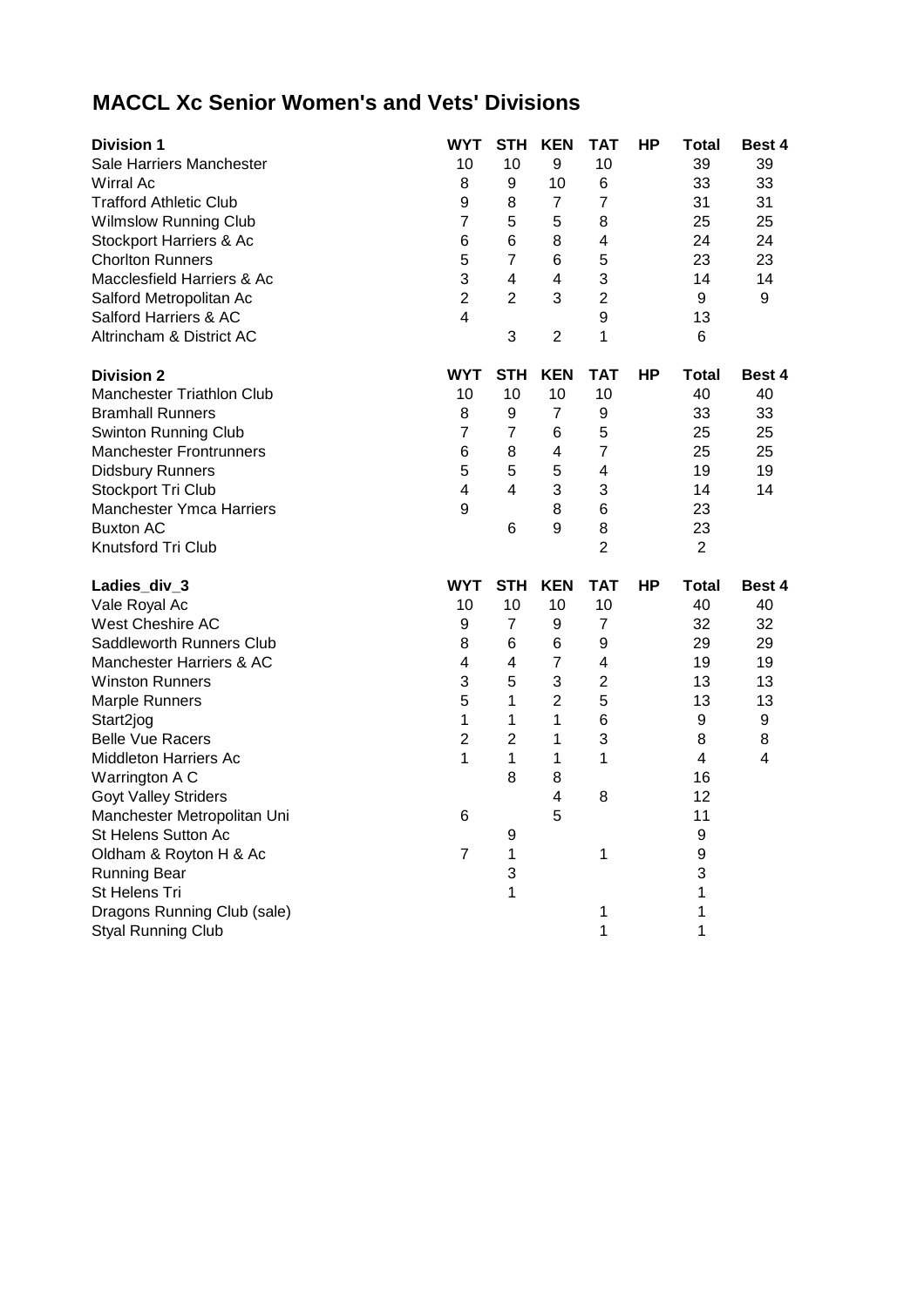# MACCL Xc Senior Women's and Vets' Divisions

| Division 1 | WYT | STH | KEN | TAT | HP | Total | Best 4 |
|---|---|---|---|---|---|---|---|
| Sale Harriers Manchester | 10 | 10 | 9 | 10 | | 39 | 39 |
| Wirral Ac | 8 | 9 | 10 | 6 | | 33 | 33 |
| Trafford Athletic Club | 9 | 8 | 7 | 7 | | 31 | 31 |
| Wilmslow Running Club | 7 | 5 | 5 | 8 | | 25 | 25 |
| Stockport Harriers & Ac | 6 | 6 | 8 | 4 | | 24 | 24 |
| Chorlton Runners | 5 | 7 | 6 | 5 | | 23 | 23 |
| Macclesfield Harriers & Ac | 3 | 4 | 4 | 3 | | 14 | 14 |
| Salford Metropolitan Ac | 2 | 2 | 3 | 2 | | 9 | 9 |
| Salford Harriers & AC | 4 | | | 9 | | 13 | |
| Altrincham & District AC | | 3 | 2 | 1 | | 6 | |

| Division 2 | WYT | STH | KEN | TAT | HP | Total | Best 4 |
|---|---|---|---|---|---|---|---|
| Manchester Triathlon Club | 10 | 10 | 10 | 10 | | 40 | 40 |
| Bramhall Runners | 8 | 9 | 7 | 9 | | 33 | 33 |
| Swinton Running Club | 7 | 7 | 6 | 5 | | 25 | 25 |
| Manchester Frontrunners | 6 | 8 | 4 | 7 | | 25 | 25 |
| Didsbury Runners | 5 | 5 | 5 | 4 | | 19 | 19 |
| Stockport Tri Club | 4 | 4 | 3 | 3 | | 14 | 14 |
| Manchester Ymca Harriers | 9 | | 8 | 6 | | 23 | |
| Buxton AC | | 6 | 9 | 8 | | 23 | |
| Knutsford Tri Club | | | | 2 | | 2 | |

| Ladies_div_3 | WYT | STH | KEN | TAT | HP | Total | Best 4 |
|---|---|---|---|---|---|---|---|
| Vale Royal Ac | 10 | 10 | 10 | 10 | | 40 | 40 |
| West Cheshire AC | 9 | 7 | 9 | 7 | | 32 | 32 |
| Saddleworth Runners Club | 8 | 6 | 6 | 9 | | 29 | 29 |
| Manchester Harriers & AC | 4 | 4 | 7 | 4 | | 19 | 19 |
| Winston Runners | 3 | 5 | 3 | 2 | | 13 | 13 |
| Marple Runners | 5 | 1 | 2 | 5 | | 13 | 13 |
| Start2jog | 1 | 1 | 1 | 6 | | 9 | 9 |
| Belle Vue Racers | 2 | 2 | 1 | 3 | | 8 | 8 |
| Middleton Harriers Ac | 1 | 1 | 1 | 1 | | 4 | 4 |
| Warrington A C | | 8 | 8 | | | 16 | |
| Goyt Valley Striders | | | 4 | 8 | | 12 | |
| Manchester Metropolitan Uni | 6 | | 5 | | | 11 | |
| St Helens Sutton Ac | | 9 | | | | 9 | |
| Oldham & Royton H & Ac | 7 | 1 | | 1 | | 9 | |
| Running Bear | | 3 | | | | 3 | |
| St Helens Tri | | 1 | | | | 1 | |
| Dragons Running Club (sale) | | | | 1 | | 1 | |
| Styal Running Club | | | | 1 | | 1 | |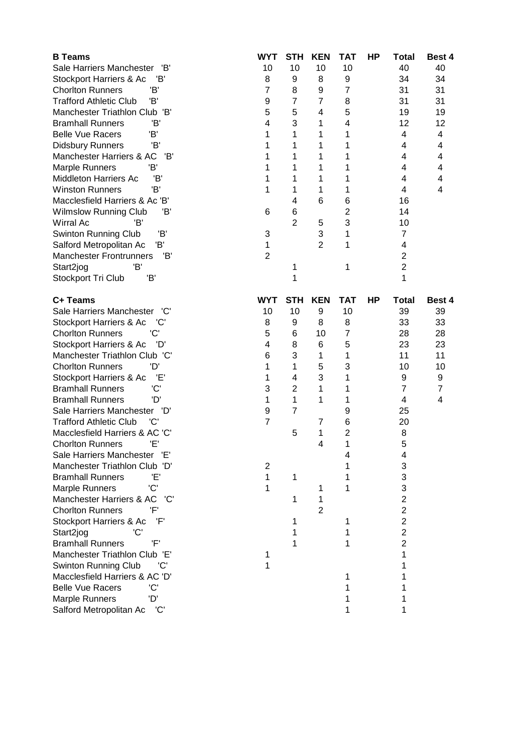| B Teams | WYT | STH | KEN | TAT | HP | Total | Best 4 |
|---|---|---|---|---|---|---|---|
| Sale Harriers Manchester 'B' | 10 | 10 | 10 | 10 | | 40 | 40 |
| Stockport Harriers & Ac 'B' | 8 | 9 | 8 | 9 | | 34 | 34 |
| Chorlton Runners 'B' | 7 | 8 | 9 | 7 | | 31 | 31 |
| Trafford Athletic Club 'B' | 9 | 7 | 7 | 8 | | 31 | 31 |
| Manchester Triathlon Club 'B' | 5 | 5 | 4 | 5 | | 19 | 19 |
| Bramhall Runners 'B' | 4 | 3 | 1 | 4 | | 12 | 12 |
| Belle Vue Racers 'B' | 1 | 1 | 1 | 1 | | 4 | 4 |
| Didsbury Runners 'B' | 1 | 1 | 1 | 1 | | 4 | 4 |
| Manchester Harriers & AC 'B' | 1 | 1 | 1 | 1 | | 4 | 4 |
| Marple Runners 'B' | 1 | 1 | 1 | 1 | | 4 | 4 |
| Middleton Harriers Ac 'B' | 1 | 1 | 1 | 1 | | 4 | 4 |
| Winston Runners 'B' | 1 | 1 | 1 | 1 | | 4 | 4 |
| Macclesfield Harriers & Ac 'B' | | 4 | 6 | 6 | | 16 | |
| Wilmslow Running Club 'B' | 6 | 6 | | 2 | | 14 | |
| Wirral Ac 'B' | | 2 | 5 | 3 | | 10 | |
| Swinton Running Club 'B' | 3 | | 3 | 1 | | 7 | |
| Salford Metropolitan Ac 'B' | 1 | | 2 | 1 | | 4 | |
| Manchester Frontrunners 'B' | 2 | | | | | 2 | |
| Start2jog 'B' | | 1 | | 1 | | 2 | |
| Stockport Tri Club 'B' | | 1 | | | | 1 | |

| C+ Teams | WYT | STH | KEN | TAT | HP | Total | Best 4 |
|---|---|---|---|---|---|---|---|
| Sale Harriers Manchester 'C' | 10 | 10 | 9 | 10 | | 39 | 39 |
| Stockport Harriers & Ac 'C' | 8 | 9 | 8 | 8 | | 33 | 33 |
| Chorlton Runners 'C' | 5 | 6 | 10 | 7 | | 28 | 28 |
| Stockport Harriers & Ac 'D' | 4 | 8 | 6 | 5 | | 23 | 23 |
| Manchester Triathlon Club 'C' | 6 | 3 | 1 | 1 | | 11 | 11 |
| Chorlton Runners 'D' | 1 | 1 | 5 | 3 | | 10 | 10 |
| Stockport Harriers & Ac 'E' | 1 | 4 | 3 | 1 | | 9 | 9 |
| Bramhall Runners 'C' | 3 | 2 | 1 | 1 | | 7 | 7 |
| Bramhall Runners 'D' | 1 | 1 | 1 | 1 | | 4 | 4 |
| Sale Harriers Manchester 'D' | 9 | 7 | | 9 | | 25 | |
| Trafford Athletic Club 'C' | 7 | | 7 | 6 | | 20 | |
| Macclesfield Harriers & AC 'C' | | 5 | 1 | 2 | | 8 | |
| Chorlton Runners 'E' | | | 4 | 1 | | 5 | |
| Sale Harriers Manchester 'E' | | | | 4 | | 4 | |
| Manchester Triathlon Club 'D' | 2 | | | 1 | | 3 | |
| Bramhall Runners 'E' | 1 | 1 | | 1 | | 3 | |
| Marple Runners 'C' | 1 | | 1 | 1 | | 3 | |
| Manchester Harriers & AC 'C' | | 1 | 1 | | | 2 | |
| Chorlton Runners 'F' | | | 2 | | | 2 | |
| Stockport Harriers & Ac 'F' | | 1 | | 1 | | 2 | |
| Start2jog 'C' | | 1 | | 1 | | 2 | |
| Bramhall Runners 'F' | | 1 | | 1 | | 2 | |
| Manchester Triathlon Club 'E' | 1 | | | | | 1 | |
| Swinton Running Club 'C' | 1 | | | | | 1 | |
| Macclesfield Harriers & AC 'D' | | | | 1 | | 1 | |
| Belle Vue Racers 'C' | | | | 1 | | 1 | |
| Marple Runners 'D' | | | | 1 | | 1 | |
| Salford Metropolitan Ac 'C' | | | | 1 | | 1 | |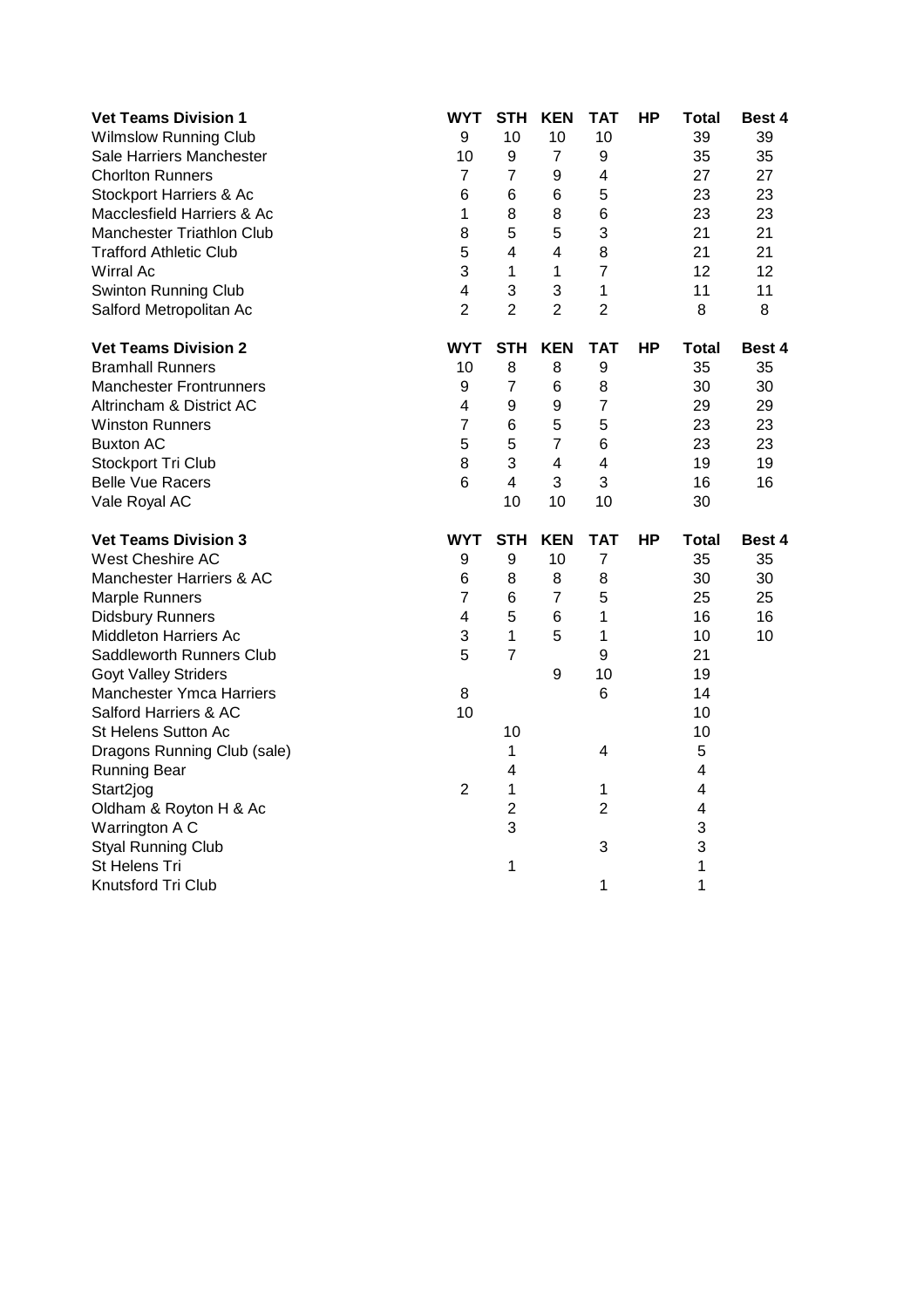| Vet Teams Division 1 | WYT | STH | KEN | TAT | HP | Total | Best 4 |
|---|---|---|---|---|---|---|---|
| Wilmslow Running Club | 9 | 10 | 10 | 10 | | 39 | 39 |
| Sale Harriers Manchester | 10 | 9 | 7 | 9 | | 35 | 35 |
| Chorlton Runners | 7 | 7 | 9 | 4 | | 27 | 27 |
| Stockport Harriers & Ac | 6 | 6 | 6 | 5 | | 23 | 23 |
| Macclesfield Harriers & Ac | 1 | 8 | 8 | 6 | | 23 | 23 |
| Manchester Triathlon Club | 8 | 5 | 5 | 3 | | 21 | 21 |
| Trafford Athletic Club | 5 | 4 | 4 | 8 | | 21 | 21 |
| Wirral Ac | 3 | 1 | 1 | 7 | | 12 | 12 |
| Swinton Running Club | 4 | 3 | 3 | 1 | | 11 | 11 |
| Salford Metropolitan Ac | 2 | 2 | 2 | 2 | | 8 | 8 |

| Vet Teams Division 2 | WYT | STH | KEN | TAT | HP | Total | Best 4 |
|---|---|---|---|---|---|---|---|
| Bramhall Runners | 10 | 8 | 8 | 9 | | 35 | 35 |
| Manchester Frontrunners | 9 | 7 | 6 | 8 | | 30 | 30 |
| Altrincham & District AC | 4 | 9 | 9 | 7 | | 29 | 29 |
| Winston Runners | 7 | 6 | 5 | 5 | | 23 | 23 |
| Buxton AC | 5 | 5 | 7 | 6 | | 23 | 23 |
| Stockport Tri Club | 8 | 3 | 4 | 4 | | 19 | 19 |
| Belle Vue Racers | 6 | 4 | 3 | 3 | | 16 | 16 |
| Vale Royal AC | | 10 | 10 | 10 | | 30 | |

| Vet Teams Division 3 | WYT | STH | KEN | TAT | HP | Total | Best 4 |
|---|---|---|---|---|---|---|---|
| West Cheshire AC | 9 | 9 | 10 | 7 | | 35 | 35 |
| Manchester Harriers & AC | 6 | 8 | 8 | 8 | | 30 | 30 |
| Marple Runners | 7 | 6 | 7 | 5 | | 25 | 25 |
| Didsbury Runners | 4 | 5 | 6 | 1 | | 16 | 16 |
| Middleton Harriers Ac | 3 | 1 | 5 | 1 | | 10 | 10 |
| Saddleworth Runners Club | 5 | 7 | | 9 | | 21 | |
| Goyt Valley Striders | | | 9 | 10 | | 19 | |
| Manchester Ymca Harriers | 8 | | | 6 | | 14 | |
| Salford Harriers & AC | 10 | | | | | 10 | |
| St Helens Sutton Ac | | 10 | | | | 10 | |
| Dragons Running Club (sale) | | 1 | | 4 | | 5 | |
| Running Bear | | 4 | | | | 4 | |
| Start2jog | 2 | 1 | | 1 | | 4 | |
| Oldham & Royton H & Ac | | 2 | | 2 | | 4 | |
| Warrington A C | | 3 | | | | 3 | |
| Styal Running Club | | | | 3 | | 3 | |
| St Helens Tri | | 1 | | | | 1 | |
| Knutsford Tri Club | | | | 1 | | 1 | |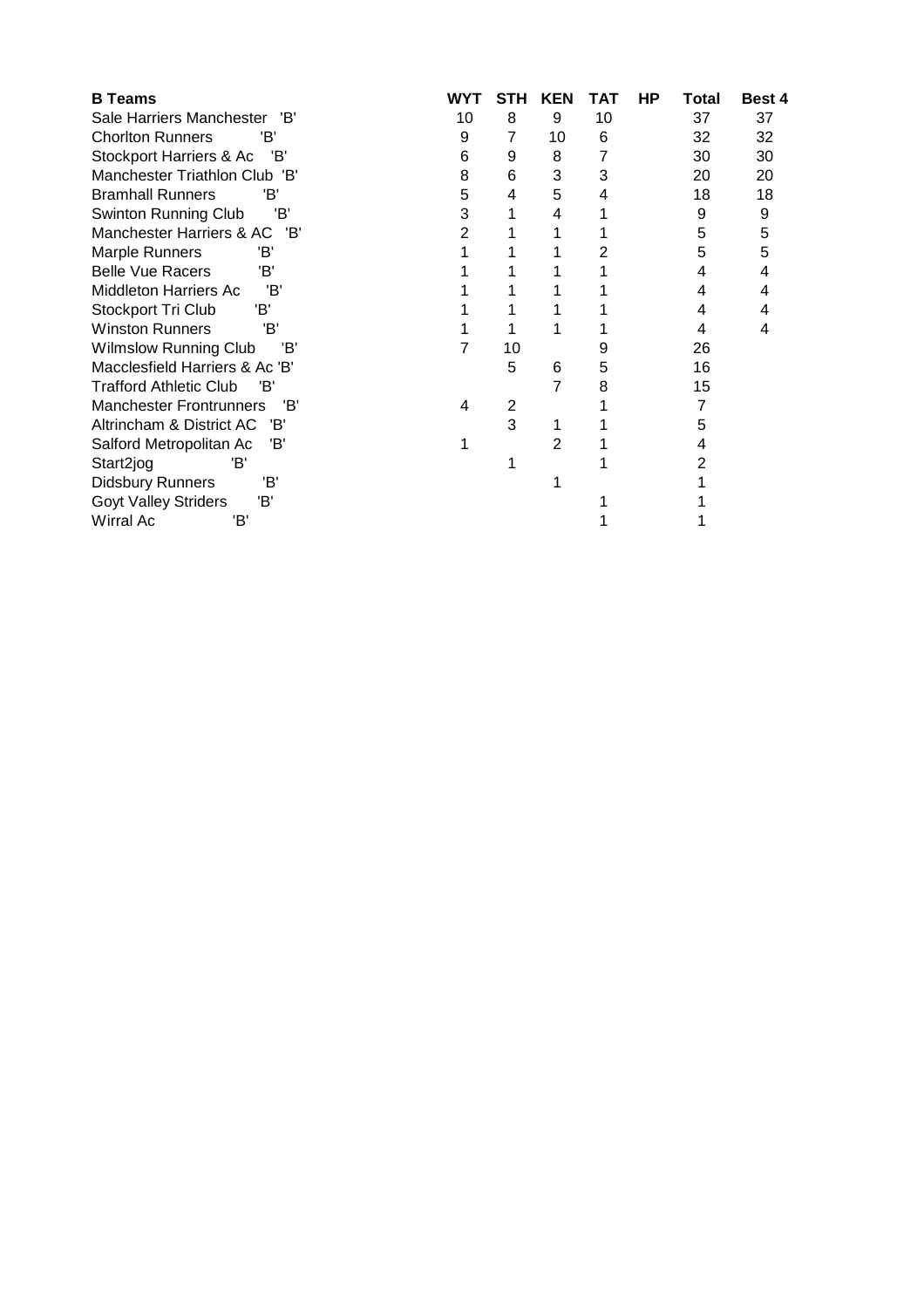| B Teams | WYT | STH | KEN | TAT | HP | Total | Best 4 |
|---|---|---|---|---|---|---|---|
| Sale Harriers Manchester 'B' | 10 | 8 | 9 | 10 | | 37 | 37 |
| Chorlton Runners 'B' | 9 | 7 | 10 | 6 | | 32 | 32 |
| Stockport Harriers & Ac 'B' | 6 | 9 | 8 | 7 | | 30 | 30 |
| Manchester Triathlon Club 'B' | 8 | 6 | 3 | 3 | | 20 | 20 |
| Bramhall Runners 'B' | 5 | 4 | 5 | 4 | | 18 | 18 |
| Swinton Running Club 'B' | 3 | 1 | 4 | 1 | | 9 | 9 |
| Manchester Harriers & AC 'B' | 2 | 1 | 1 | 1 | | 5 | 5 |
| Marple Runners 'B' | 1 | 1 | 1 | 2 | | 5 | 5 |
| Belle Vue Racers 'B' | 1 | 1 | 1 | 1 | | 4 | 4 |
| Middleton Harriers Ac 'B' | 1 | 1 | 1 | 1 | | 4 | 4 |
| Stockport Tri Club 'B' | 1 | 1 | 1 | 1 | | 4 | 4 |
| Winston Runners 'B' | 1 | 1 | 1 | 1 | | 4 | 4 |
| Wilmslow Running Club 'B' | 7 | 10 | | 9 | | 26 | |
| Macclesfield Harriers & Ac 'B' | | 5 | 6 | 5 | | 16 | |
| Trafford Athletic Club 'B' | | | 7 | 8 | | 15 | |
| Manchester Frontrunners 'B' | 4 | 2 | | 1 | | 7 | |
| Altrincham & District AC 'B' | | 3 | 1 | 1 | | 5 | |
| Salford Metropolitan Ac 'B' | 1 | | 2 | 1 | | 4 | |
| Start2jog 'B' | | 1 | | 1 | | 2 | |
| Didsbury Runners 'B' | | | 1 | | | 1 | |
| Goyt Valley Striders 'B' | | | | 1 | | 1 | |
| Wirral Ac 'B' | | | | 1 | | 1 | |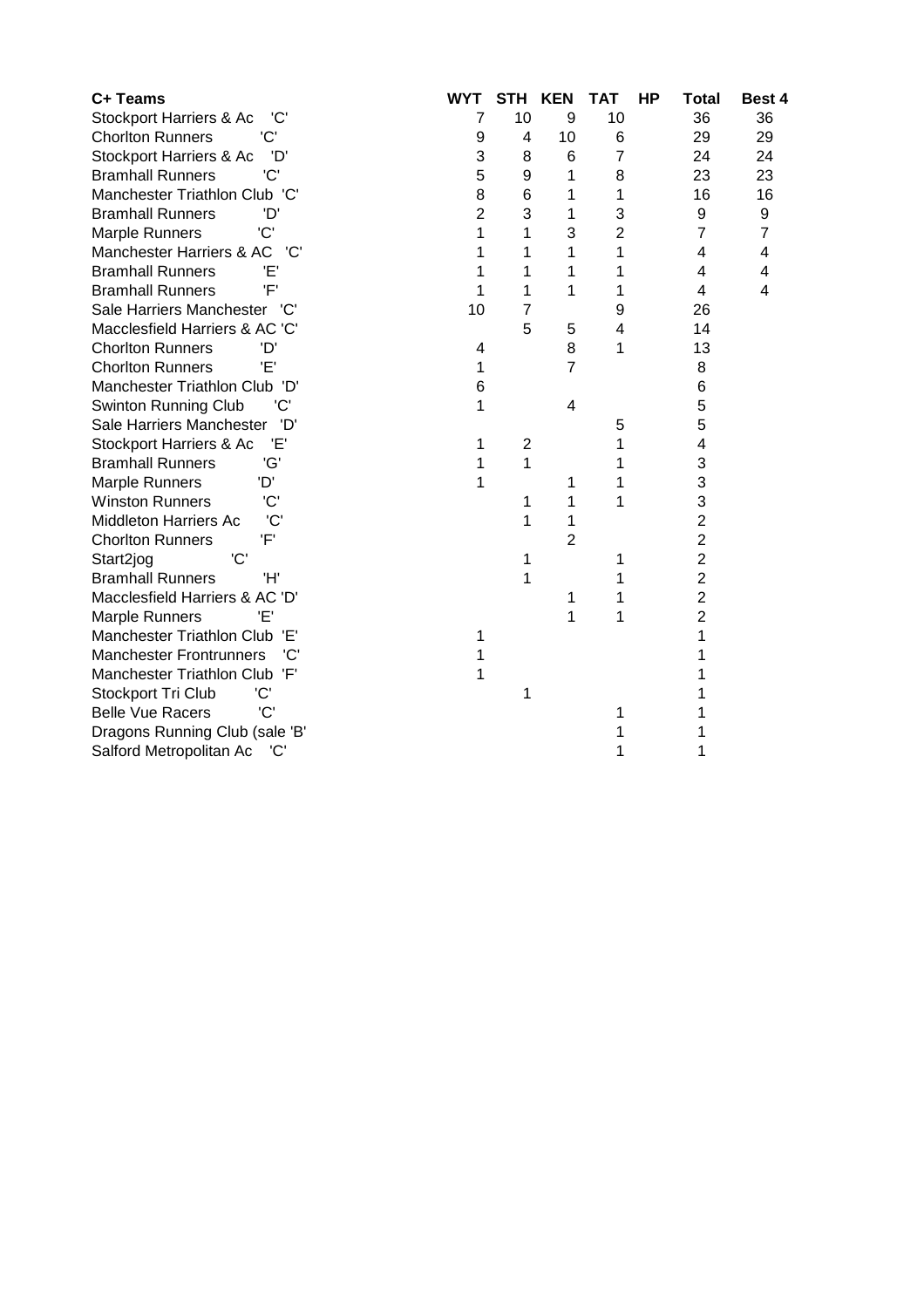| C+ Teams | WYT | STH | KEN | TAT | HP | Total | Best 4 |
|---|---|---|---|---|---|---|---|
| Stockport Harriers & Ac 'C' | 7 | 10 | 9 | 10 | | 36 | 36 |
| Chorlton Runners 'C' | 9 | 4 | 10 | 6 | | 29 | 29 |
| Stockport Harriers & Ac 'D' | 3 | 8 | 6 | 7 | | 24 | 24 |
| Bramhall Runners 'C' | 5 | 9 | 1 | 8 | | 23 | 23 |
| Manchester Triathlon Club 'C' | 8 | 6 | 1 | 1 | | 16 | 16 |
| Bramhall Runners 'D' | 2 | 3 | 1 | 3 | | 9 | 9 |
| Marple Runners 'C' | 1 | 1 | 3 | 2 | | 7 | 7 |
| Manchester Harriers & AC 'C' | 1 | 1 | 1 | 1 | | 4 | 4 |
| Bramhall Runners 'E' | 1 | 1 | 1 | 1 | | 4 | 4 |
| Bramhall Runners 'F' | 1 | 1 | 1 | 1 | | 4 | 4 |
| Sale Harriers Manchester 'C' | 10 | 7 | | 9 | | 26 | |
| Macclesfield Harriers & AC 'C' | | 5 | 5 | 4 | | 14 | |
| Chorlton Runners 'D' | 4 | | 8 | 1 | | 13 | |
| Chorlton Runners 'E' | 1 | | 7 | | | 8 | |
| Manchester Triathlon Club 'D' | 6 | | | | | 6 | |
| Swinton Running Club 'C' | 1 | | 4 | | | 5 | |
| Sale Harriers Manchester 'D' | | | | 5 | | 5 | |
| Stockport Harriers & Ac 'E' | 1 | 2 | | 1 | | 4 | |
| Bramhall Runners 'G' | 1 | 1 | | 1 | | 3 | |
| Marple Runners 'D' | 1 | | 1 | 1 | | 3 | |
| Winston Runners 'C' | | 1 | 1 | 1 | | 3 | |
| Middleton Harriers Ac 'C' | | 1 | 1 | | | 2 | |
| Chorlton Runners 'F' | | | 2 | | | 2 | |
| Start2jog 'C' | | 1 | | 1 | | 2 | |
| Bramhall Runners 'H' | | 1 | | 1 | | 2 | |
| Macclesfield Harriers & AC 'D' | | | 1 | 1 | | 2 | |
| Marple Runners 'E' | | | 1 | 1 | | 2 | |
| Manchester Triathlon Club 'E' | 1 | | | | | 1 | |
| Manchester Frontrunners 'C' | 1 | | | | | 1 | |
| Manchester Triathlon Club 'F' | 1 | | | | | 1 | |
| Stockport Tri Club 'C' | | 1 | | | | 1 | |
| Belle Vue Racers 'C' | | | | 1 | | 1 | |
| Dragons Running Club (sale 'B' | | | | 1 | | 1 | |
| Salford Metropolitan Ac 'C' | | | | 1 | | 1 | |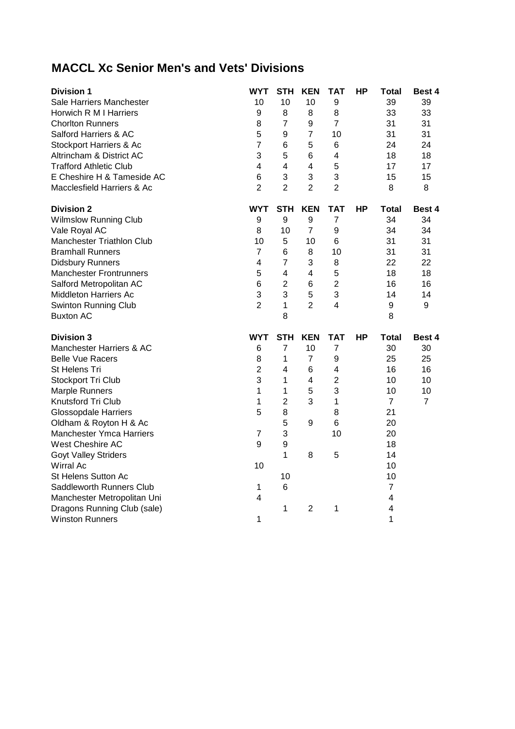# MACCL Xc Senior Men's and Vets' Divisions

| Division 1 | WYT | STH | KEN | TAT | HP | Total | Best 4 |
|---|---|---|---|---|---|---|---|
| Sale Harriers Manchester | 10 | 10 | 10 | 9 | | 39 | 39 |
| Horwich R M I Harriers | 9 | 8 | 8 | 8 | | 33 | 33 |
| Chorlton Runners | 8 | 7 | 9 | 7 | | 31 | 31 |
| Salford Harriers & AC | 5 | 9 | 7 | 10 | | 31 | 31 |
| Stockport Harriers & Ac | 7 | 6 | 5 | 6 | | 24 | 24 |
| Altrincham & District AC | 3 | 5 | 6 | 4 | | 18 | 18 |
| Trafford Athletic Club | 4 | 4 | 4 | 5 | | 17 | 17 |
| E Cheshire H & Tameside AC | 6 | 3 | 3 | 3 | | 15 | 15 |
| Macclesfield Harriers & Ac | 2 | 2 | 2 | 2 | | 8 | 8 |

| Division 2 | WYT | STH | KEN | TAT | HP | Total | Best 4 |
|---|---|---|---|---|---|---|---|
| Wilmslow Running Club | 9 | 9 | 9 | 7 | | 34 | 34 |
| Vale Royal AC | 8 | 10 | 7 | 9 | | 34 | 34 |
| Manchester Triathlon Club | 10 | 5 | 10 | 6 | | 31 | 31 |
| Bramhall Runners | 7 | 6 | 8 | 10 | | 31 | 31 |
| Didsbury Runners | 4 | 7 | 3 | 8 | | 22 | 22 |
| Manchester Frontrunners | 5 | 4 | 4 | 5 | | 18 | 18 |
| Salford Metropolitan AC | 6 | 2 | 6 | 2 | | 16 | 16 |
| Middleton Harriers Ac | 3 | 3 | 5 | 3 | | 14 | 14 |
| Swinton Running Club | 2 | 1 | 2 | 4 | | 9 | 9 |
| Buxton AC | | 8 | | | | 8 | |

| Division 3 | WYT | STH | KEN | TAT | HP | Total | Best 4 |
|---|---|---|---|---|---|---|---|
| Manchester Harriers & AC | 6 | 7 | 10 | 7 | | 30 | 30 |
| Belle Vue Racers | 8 | 1 | 7 | 9 | | 25 | 25 |
| St Helens Tri | 2 | 4 | 6 | 4 | | 16 | 16 |
| Stockport Tri Club | 3 | 1 | 4 | 2 | | 10 | 10 |
| Marple Runners | 1 | 1 | 5 | 3 | | 10 | 10 |
| Knutsford Tri Club | 1 | 2 | 3 | 1 | | 7 | 7 |
| Glossopdale Harriers | 5 | 8 | | 8 | | 21 | |
| Oldham & Royton H & Ac | | 5 | 9 | 6 | | 20 | |
| Manchester Ymca Harriers | 7 | 3 | | 10 | | 20 | |
| West Cheshire AC | 9 | 9 | | | | 18 | |
| Goyt Valley Striders | | 1 | 8 | 5 | | 14 | |
| Wirral Ac | 10 | | | | | 10 | |
| St Helens Sutton Ac | | 10 | | | | 10 | |
| Saddleworth Runners Club | 1 | 6 | | | | 7 | |
| Manchester Metropolitan Uni | 4 | | | | | 4 | |
| Dragons Running Club (sale) | | 1 | 2 | 1 | | 4 | |
| Winston Runners | 1 | | | | | 1 | |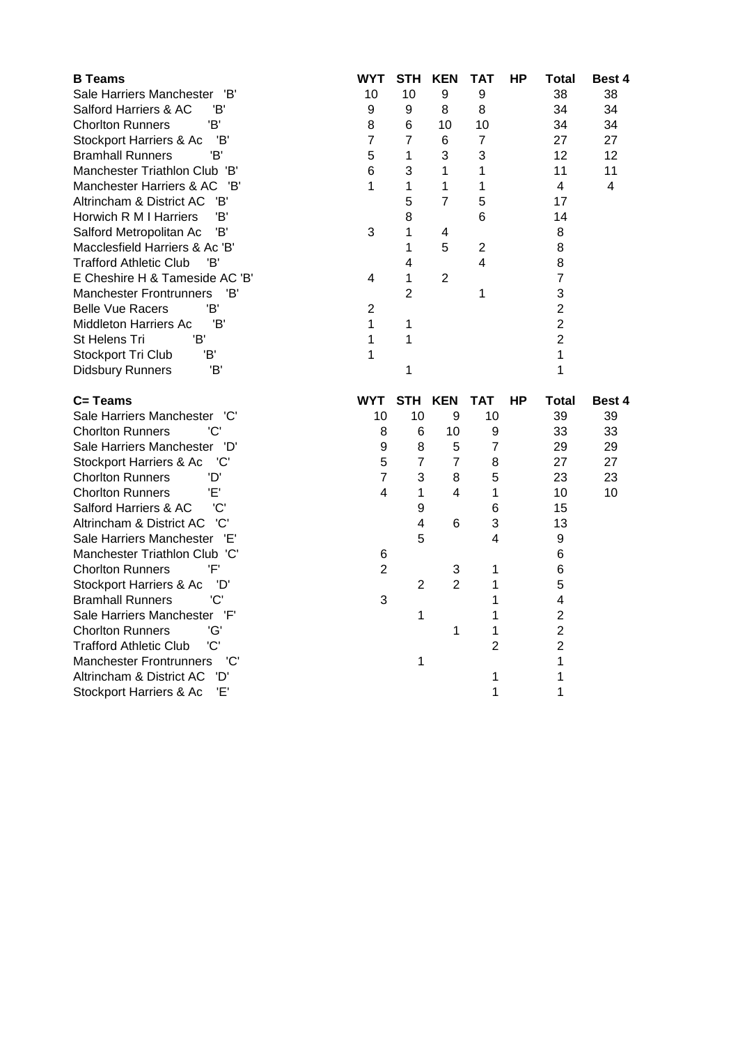| B Teams | WYT | STH | KEN | TAT | HP | Total | Best 4 |
|---|---|---|---|---|---|---|---|
| Sale Harriers Manchester 'B' | 10 | 10 | 9 | 9 | | 38 | 38 |
| Salford Harriers & AC 'B' | 9 | 9 | 8 | 8 | | 34 | 34 |
| Chorlton Runners 'B' | 8 | 6 | 10 | 10 | | 34 | 34 |
| Stockport Harriers & Ac 'B' | 7 | 7 | 6 | 7 | | 27 | 27 |
| Bramhall Runners 'B' | 5 | 1 | 3 | 3 | | 12 | 12 |
| Manchester Triathlon Club 'B' | 6 | 3 | 1 | 1 | | 11 | 11 |
| Manchester Harriers & AC 'B' | 1 | 1 | 1 | 1 | | 4 | 4 |
| Altrincham & District AC 'B' | | 5 | 7 | 5 | | 17 | |
| Horwich R M I Harriers 'B' | | 8 | | 6 | | 14 | |
| Salford Metropolitan Ac 'B' | 3 | 1 | 4 | | | 8 | |
| Macclesfield Harriers & Ac 'B' | | 1 | 5 | 2 | | 8 | |
| Trafford Athletic Club 'B' | | 4 | | 4 | | 8 | |
| E Cheshire H & Tameside AC 'B' | 4 | 1 | 2 | | | 7 | |
| Manchester Frontrunners 'B' | | 2 | | 1 | | 3 | |
| Belle Vue Racers 'B' | 2 | | | | | 2 | |
| Middleton Harriers Ac 'B' | 1 | 1 | | | | 2 | |
| St Helens Tri 'B' | 1 | 1 | | | | 2 | |
| Stockport Tri Club 'B' | 1 | | | | | 1 | |
| Didsbury Runners 'B' | | 1 | | | | 1 | |

| C= Teams | WYT | STH | KEN | TAT | HP | Total | Best 4 |
|---|---|---|---|---|---|---|---|
| Sale Harriers Manchester 'C' | 10 | 10 | 9 | 10 | | 39 | 39 |
| Chorlton Runners 'C' | 8 | 6 | 10 | 9 | | 33 | 33 |
| Sale Harriers Manchester 'D' | 9 | 8 | 5 | 7 | | 29 | 29 |
| Stockport Harriers & Ac 'C' | 5 | 7 | 7 | 8 | | 27 | 27 |
| Chorlton Runners 'D' | 7 | 3 | 8 | 5 | | 23 | 23 |
| Chorlton Runners 'E' | 4 | 1 | 4 | 1 | | 10 | 10 |
| Salford Harriers & AC 'C' | | 9 | | 6 | | 15 | |
| Altrincham & District AC 'C' | | 4 | 6 | 3 | | 13 | |
| Sale Harriers Manchester 'E' | | 5 | | 4 | | 9 | |
| Manchester Triathlon Club 'C' | 6 | | | | | 6 | |
| Chorlton Runners 'F' | 2 | | 3 | 1 | | 6 | |
| Stockport Harriers & Ac 'D' | | 2 | 2 | 1 | | 5 | |
| Bramhall Runners 'C' | 3 | | | 1 | | 4 | |
| Sale Harriers Manchester 'F' | | 1 | | 1 | | 2 | |
| Chorlton Runners 'G' | | | 1 | 1 | | 2 | |
| Trafford Athletic Club 'C' | | | | 2 | | 2 | |
| Manchester Frontrunners 'C' | | 1 | | | | 1 | |
| Altrincham & District AC 'D' | | | | 1 | | 1 | |
| Stockport Harriers & Ac 'E' | | | | 1 | | 1 | |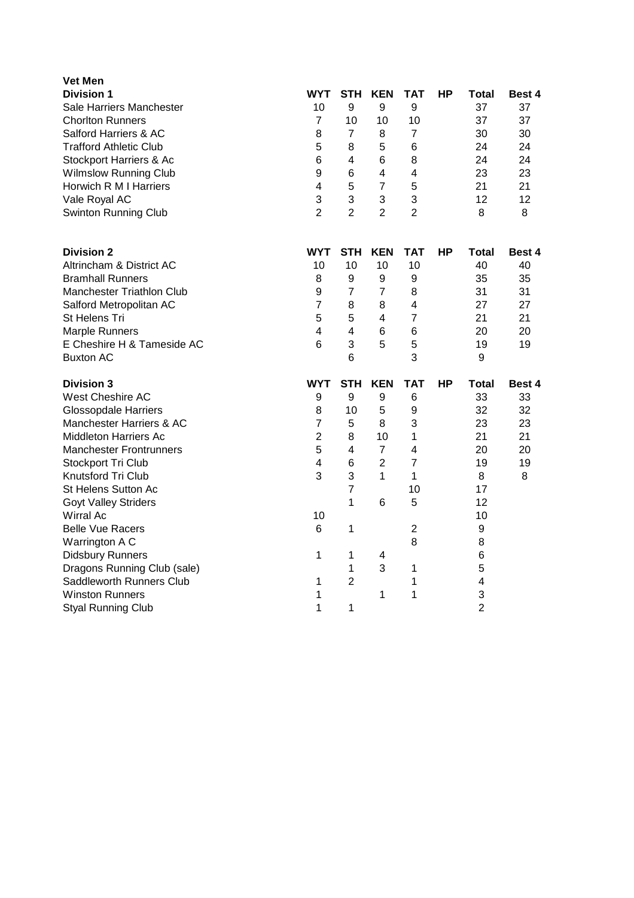**Vet Men**

| Division 1 | WYT | STH | KEN | TAT | HP | Total | Best 4 |
|---|---|---|---|---|---|---|---|
| Sale Harriers Manchester | 10 | 9 | 9 | 9 | | 37 | 37 |
| Chorlton Runners | 7 | 10 | 10 | 10 | | 37 | 37 |
| Salford Harriers & AC | 8 | 7 | 8 | 7 | | 30 | 30 |
| Trafford Athletic Club | 5 | 8 | 5 | 6 | | 24 | 24 |
| Stockport Harriers & Ac | 6 | 4 | 6 | 8 | | 24 | 24 |
| Wilmslow Running Club | 9 | 6 | 4 | 4 | | 23 | 23 |
| Horwich R M I Harriers | 4 | 5 | 7 | 5 | | 21 | 21 |
| Vale Royal AC | 3 | 3 | 3 | 3 | | 12 | 12 |
| Swinton Running Club | 2 | 2 | 2 | 2 | | 8 | 8 |

| Division 2 | WYT | STH | KEN | TAT | HP | Total | Best 4 |
|---|---|---|---|---|---|---|---|
| Altrincham & District AC | 10 | 10 | 10 | 10 | | 40 | 40 |
| Bramhall Runners | 8 | 9 | 9 | 9 | | 35 | 35 |
| Manchester Triathlon Club | 9 | 7 | 7 | 8 | | 31 | 31 |
| Salford Metropolitan AC | 7 | 8 | 8 | 4 | | 27 | 27 |
| St Helens Tri | 5 | 5 | 4 | 7 | | 21 | 21 |
| Marple Runners | 4 | 4 | 6 | 6 | | 20 | 20 |
| E Cheshire H & Tameside AC | 6 | 3 | 5 | 5 | | 19 | 19 |
| Buxton AC | | 6 | | 3 | | 9 | |

| Division 3 | WYT | STH | KEN | TAT | HP | Total | Best 4 |
|---|---|---|---|---|---|---|---|
| West Cheshire AC | 9 | 9 | 9 | 6 | | 33 | 33 |
| Glossopdale Harriers | 8 | 10 | 5 | 9 | | 32 | 32 |
| Manchester Harriers & AC | 7 | 5 | 8 | 3 | | 23 | 23 |
| Middleton Harriers Ac | 2 | 8 | 10 | 1 | | 21 | 21 |
| Manchester Frontrunners | 5 | 4 | 7 | 4 | | 20 | 20 |
| Stockport Tri Club | 4 | 6 | 2 | 7 | | 19 | 19 |
| Knutsford Tri Club | 3 | 3 | 1 | 1 | | 8 | 8 |
| St Helens Sutton Ac | | 7 | | 10 | | 17 | |
| Goyt Valley Striders | | 1 | 6 | 5 | | 12 | |
| Wirral Ac | 10 | | | | | 10 | |
| Belle Vue Racers | 6 | 1 | | 2 | | 9 | |
| Warrington A C | | | | 8 | | 8 | |
| Didsbury Runners | 1 | 1 | 4 | | | 6 | |
| Dragons Running Club (sale) | | 1 | 3 | 1 | | 5 | |
| Saddleworth Runners Club | 1 | 2 | | 1 | | 4 | |
| Winston Runners | 1 | | 1 | 1 | | 3 | |
| Styal Running Club | 1 | 1 | | | | 2 | |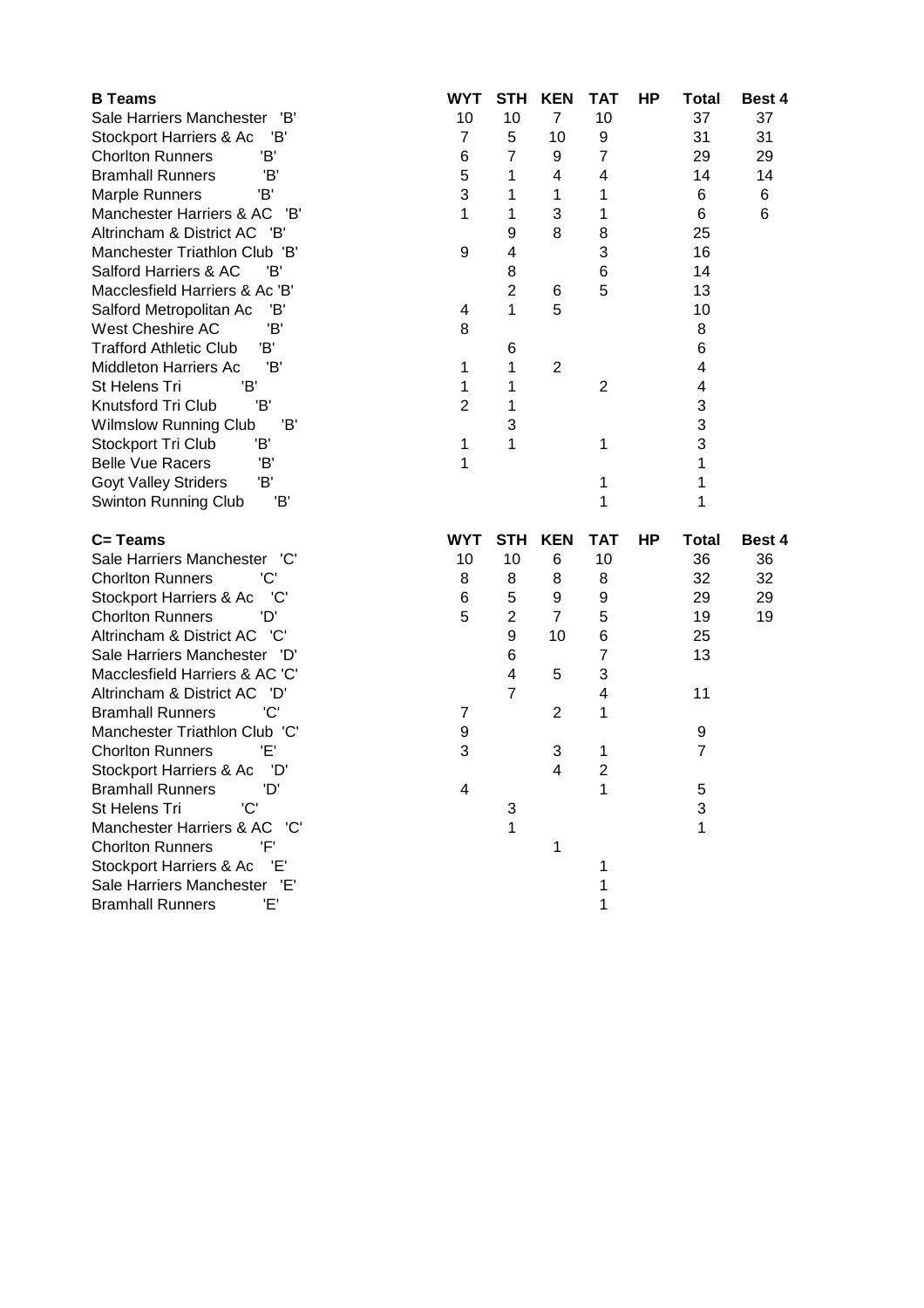| B Teams | WYT | STH | KEN | TAT | HP | Total | Best 4 |
|---|---|---|---|---|---|---|---|
| Sale Harriers Manchester 'B' | 10 | 10 | 7 | 10 | | 37 | 37 |
| Stockport Harriers & Ac 'B' | 7 | 5 | 10 | 9 | | 31 | 31 |
| Chorlton Runners 'B' | 6 | 7 | 9 | 7 | | 29 | 29 |
| Bramhall Runners 'B' | 5 | 1 | 4 | 4 | | 14 | 14 |
| Marple Runners 'B' | 3 | 1 | 1 | 1 | | 6 | 6 |
| Manchester Harriers & AC 'B' | 1 | 1 | 3 | 1 | | 6 | 6 |
| Altrincham & District AC 'B' | | 9 | 8 | 8 | | 25 | |
| Manchester Triathlon Club 'B' | 9 | 4 | | 3 | | 16 | |
| Salford Harriers & AC 'B' | | 8 | | 6 | | 14 | |
| Macclesfield Harriers & Ac 'B' | | 2 | 6 | 5 | | 13 | |
| Salford Metropolitan Ac 'B' | 4 | 1 | 5 | | | 10 | |
| West Cheshire AC 'B' | 8 | | | | | 8 | |
| Trafford Athletic Club 'B' | | 6 | | | | 6 | |
| Middleton Harriers Ac 'B' | 1 | 1 | 2 | | | 4 | |
| St Helens Tri 'B' | 1 | 1 | | 2 | | 4 | |
| Knutsford Tri Club 'B' | 2 | 1 | | | | 3 | |
| Wilmslow Running Club 'B' | | 3 | | | | 3 | |
| Stockport Tri Club 'B' | 1 | 1 | | 1 | | 3 | |
| Belle Vue Racers 'B' | 1 | | | | | 1 | |
| Goyt Valley Striders 'B' | | | | 1 | | 1 | |
| Swinton Running Club 'B' | | | | 1 | | 1 | |

| C= Teams | WYT | STH | KEN | TAT | HP | Total | Best 4 |
|---|---|---|---|---|---|---|---|
| Sale Harriers Manchester 'C' | 10 | 10 | 6 | 10 | | 36 | 36 |
| Chorlton Runners 'C' | 8 | 8 | 8 | 8 | | 32 | 32 |
| Stockport Harriers & Ac 'C' | 6 | 5 | 9 | 9 | | 29 | 29 |
| Chorlton Runners 'D' | 5 | 2 | 7 | 5 | | 19 | 19 |
| Altrincham & District AC 'C' | | 9 | 10 | 6 | | 25 | |
| Sale Harriers Manchester 'D' | | 6 | | 7 | | 13 | |
| Macclesfield Harriers & AC 'C' | | 4 | 5 | 3 | | | |
| Altrincham & District AC 'D' | | 7 | | 4 | | 11 | |
| Bramhall Runners 'C' | 7 | | 2 | 1 | | | |
| Manchester Triathlon Club 'C' | 9 | | | | | 9 | |
| Chorlton Runners 'E' | 3 | | 3 | 1 | | 7 | |
| Stockport Harriers & Ac 'D' | | | 4 | 2 | | | |
| Bramhall Runners 'D' | 4 | | | 1 | | 5 | |
| St Helens Tri 'C' | | 3 | | | | 3 | |
| Manchester Harriers & AC 'C' | | 1 | | | | 1 | |
| Chorlton Runners 'F' | | | 1 | | | | |
| Stockport Harriers & Ac 'E' | | | | 1 | | | |
| Sale Harriers Manchester 'E' | | | | 1 | | | |
| Bramhall Runners 'E' | | | | 1 | | | |